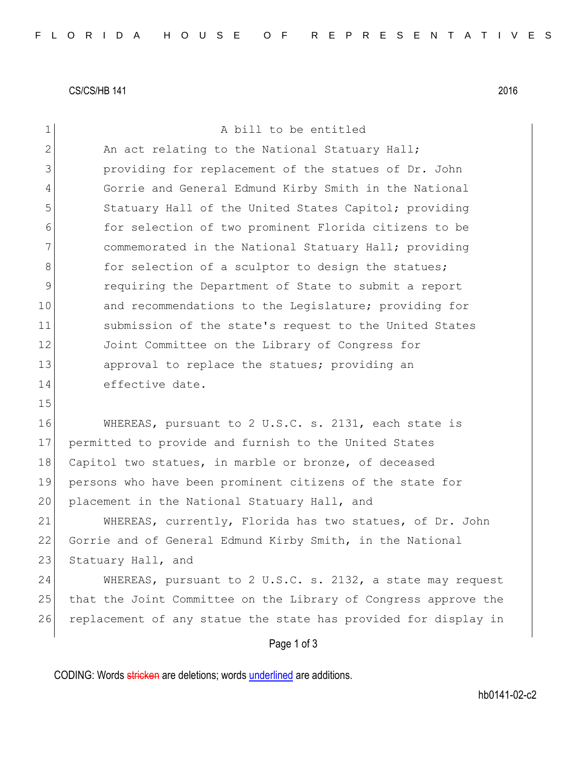CS/CS/HB 141 2016

A bill to be entitled

An act relating to the National Statuary Hall; providing for replacement of the statues of Dr. John Gorrie and General Edmund Kirby Smith in the National Statuary Hall of the United States Capitol; providing for selection of two prominent Florida citizens to be commemorated in the National Statuary Hall; providing for selection of a sculptor to design the statues; requiring the Department of State to submit a report and recommendations to the Legislature; providing for submission of the state's request to the United States Joint Committee on the Library of Congress for approval to replace the statues; providing an effective date.

WHEREAS, pursuant to 2 U.S.C. s. 2131, each state is permitted to provide and furnish to the United States Capitol two statues, in marble or bronze, of deceased persons who have been prominent citizens of the state for placement in the National Statuary Hall, and

WHEREAS, currently, Florida has two statues, of Dr. John Gorrie and of General Edmund Kirby Smith, in the National Statuary Hall, and

WHEREAS, pursuant to 2 U.S.C. s. 2132, a state may request that the Joint Committee on the Library of Congress approve the replacement of any statue the state has provided for display in

CODING: Words stricken are deletions; words underlined are additions.

hb0141-02-c2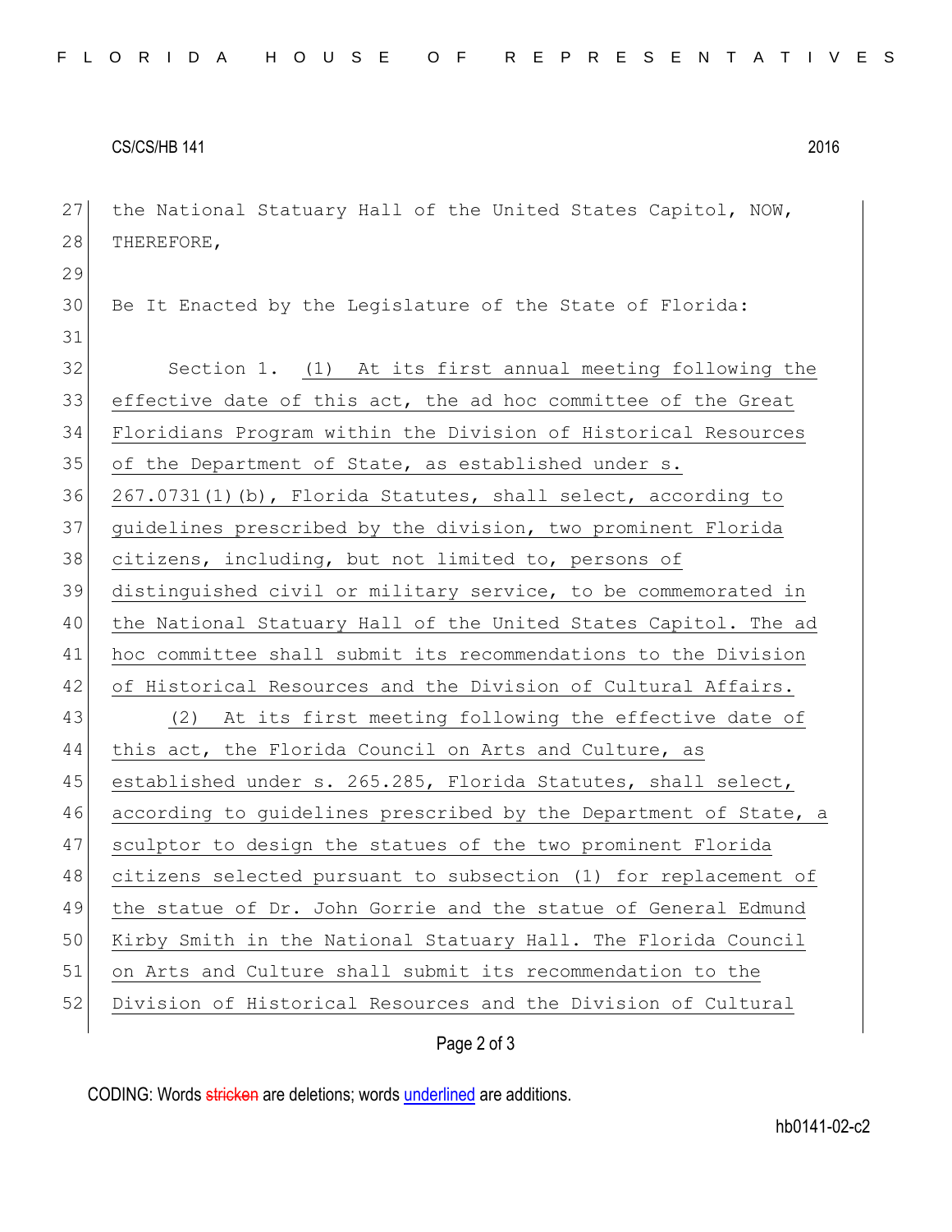the National Statuary Hall of the United States Capitol, NOW, THEREFORE,

Be It Enacted by the Legislature of the State of Florida:

Section 1. (1) At its first annual meeting following the effective date of this act, the ad hoc committee of the Great Floridians Program within the Division of Historical Resources of the Department of State, as established under s. 267.0731(1)(b), Florida Statutes, shall select, according to guidelines prescribed by the division, two prominent Florida citizens, including, but not limited to, persons of distinguished civil or military service, to be commemorated in the National Statuary Hall of the United States Capitol. The ad hoc committee shall submit its recommendations to the Division of Historical Resources and the Division of Cultural Affairs.

(2) At its first meeting following the effective date of this act, the Florida Council on Arts and Culture, as established under s. 265.285, Florida Statutes, shall select, according to guidelines prescribed by the Department of State, a sculptor to design the statues of the two prominent Florida citizens selected pursuant to subsection (1) for replacement of the statue of Dr. John Gorrie and the statue of General Edmund Kirby Smith in the National Statuary Hall. The Florida Council on Arts and Culture shall submit its recommendation to the Division of Historical Resources and the Division of Cultural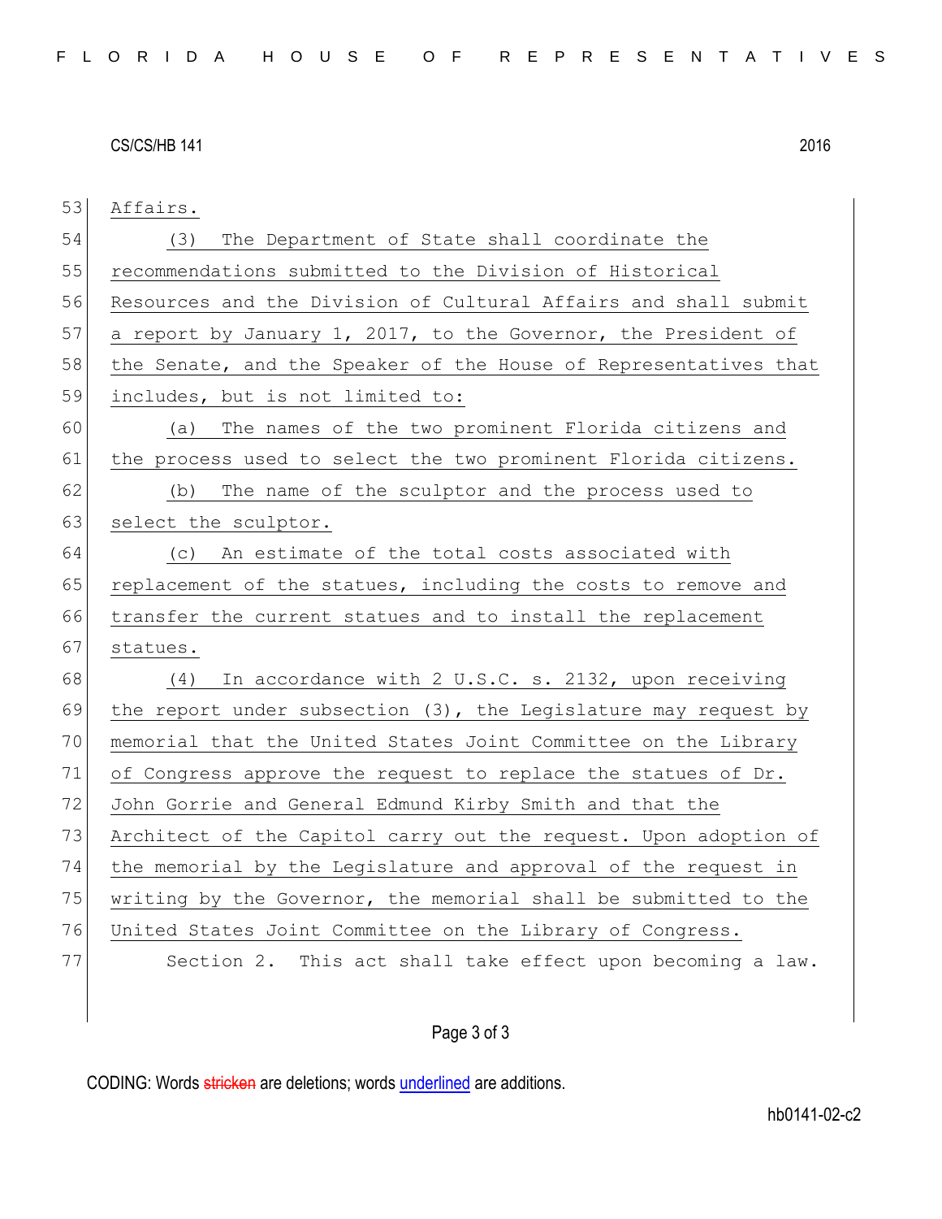Affairs.

(3) The Department of State shall coordinate the recommendations submitted to the Division of Historical Resources and the Division of Cultural Affairs and shall submit a report by January 1, 2017, to the Governor, the President of the Senate, and the Speaker of the House of Representatives that includes, but is not limited to:

(a) The names of the two prominent Florida citizens and the process used to select the two prominent Florida citizens.

(b) The name of the sculptor and the process used to select the sculptor.

(c) An estimate of the total costs associated with replacement of the statues, including the costs to remove and transfer the current statues and to install the replacement statues.

(4) In accordance with 2 U.S.C. s. 2132, upon receiving the report under subsection (3), the Legislature may request by memorial that the United States Joint Committee on the Library of Congress approve the request to replace the statues of Dr. John Gorrie and General Edmund Kirby Smith and that the Architect of the Capitol carry out the request. Upon adoption of the memorial by the Legislature and approval of the request in writing by the Governor, the memorial shall be submitted to the United States Joint Committee on the Library of Congress.

Section 2. This act shall take effect upon becoming a law.

CODING: Words stricken are deletions; words underlined are additions.